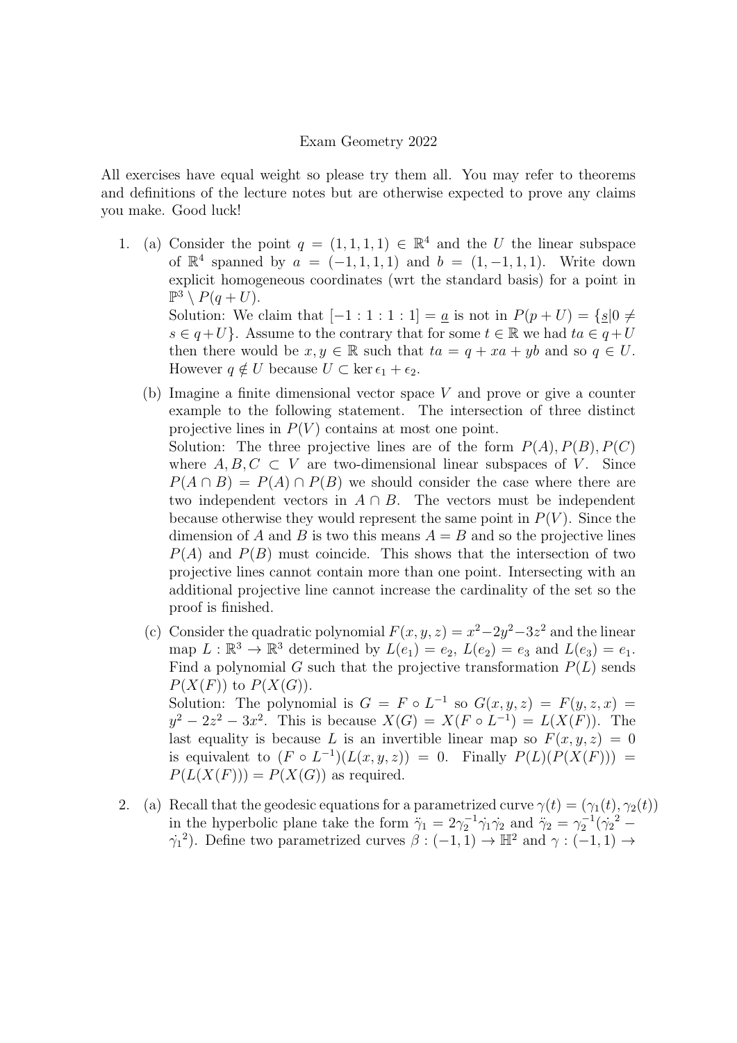Exam Geometry 2022

All exercises have equal weight so please try them all. You may refer to theorems and definitions of the lecture notes but are otherwise expected to prove any claims you make. Good luck!

1. (a) Consider the point $q = (1, 1, 1, 1) \in \mathbb{R}^4$ and the $U$ the linear subspace of $\mathbb{R}^4$ spanned by $a = (-1, 1, 1, 1)$ and $b = (1, -1, 1, 1)$. Write down explicit homogeneous coordinates (wrt the standard basis) for a point in $\mathbb{P}^3 \setminus P(q + U)$.

   Solution: We claim that $[-1 : 1 : 1 : 1] = \underline{a}$ is not in $P(p + U) = \{\underline{s} | 0 \neq s \in q + U\}$. Assume to the contrary that for some $t \in \mathbb{R}$ we had $ta \in q + U$ then there would be $x, y \in \mathbb{R}$ such that $ta = q + xa + yb$ and so $q \in U$. However $q \notin U$ because $U \subset \ker \epsilon_1 + \epsilon_2$.

   (b) Imagine a finite dimensional vector space $V$ and prove or give a counter example to the following statement. The intersection of three distinct projective lines in $P(V)$ contains at most one point.

   Solution: The three projective lines are of the form $P(A), P(B), P(C)$ where $A, B, C \subset V$ are two-dimensional linear subspaces of $V$. Since $P(A \cap B) = P(A) \cap P(B)$ we should consider the case where there are two independent vectors in $A \cap B$. The vectors must be independent because otherwise they would represent the same point in $P(V)$. Since the dimension of $A$ and $B$ is two this means $A = B$ and so the projective lines $P(A)$ and $P(B)$ must coincide. This shows that the intersection of two projective lines cannot contain more than one point. Intersecting with an additional projective line cannot increase the cardinality of the set so the proof is finished.

   (c) Consider the quadratic polynomial $F(x, y, z) = x^2 - 2y^2 - 3z^2$ and the linear map $L : \mathbb{R}^3 \to \mathbb{R}^3$ determined by $L(e_1) = e_2$, $L(e_2) = e_3$ and $L(e_3) = e_1$. Find a polynomial $G$ such that the projective transformation $P(L)$ sends $P(X(F))$ to $P(X(G))$.

   Solution: The polynomial is $G = F \circ L^{-1}$ so $G(x, y, z) = F(y, z, x) = y^2 - 2z^2 - 3x^2$. This is because $X(G) = X(F \circ L^{-1}) = L(X(F))$. The last equality is because $L$ is an invertible linear map so $F(x, y, z) = 0$ is equivalent to $(F \circ L^{-1})(L(x, y, z)) = 0$. Finally $P(L)(P(X(F))) = P(L(X(F))) = P(X(G))$ as required.

2. (a) Recall that the geodesic equations for a parametrized curve $\gamma(t) = (\gamma_1(t), \gamma_2(t))$ in the hyperbolic plane take the form $\ddot{\gamma}_1 = 2\gamma_2^{-1}\dot{\gamma}_1\dot{\gamma}_2$ and $\ddot{\gamma}_2 = \gamma_2^{-1}(\dot{\gamma}_2{}^2 - \dot{\gamma}_1{}^2)$. Define two parametrized curves $\beta : (-1, 1) \to \mathbb{H}^2$ and $\gamma : (-1, 1) \to$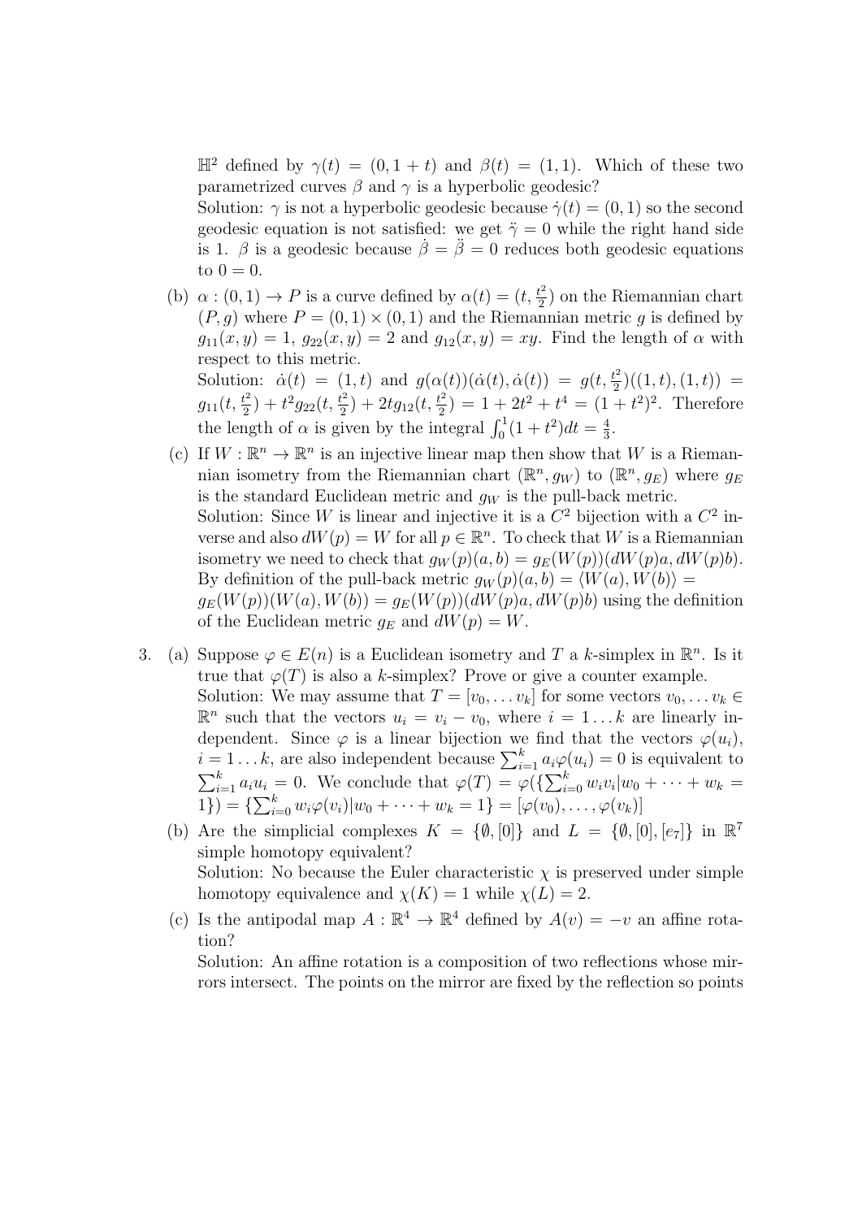$\mathbb{H}^2$ defined by $\gamma(t) = (0, 1+t)$ and $\beta(t) = (1, 1)$. Which of these two parametrized curves $\beta$ and $\gamma$ is a hyperbolic geodesic?

Solution: $\gamma$ is not a hyperbolic geodesic because $\dot{\gamma}(t) = (0, 1)$ so the second geodesic equation is not satisfied: we get $\ddot{\gamma} = 0$ while the right hand side is 1. $\beta$ is a geodesic because $\dot{\beta} = \ddot{\beta} = 0$ reduces both geodesic equations to $0 = 0$.

(b) $\alpha : (0, 1) \to P$ is a curve defined by $\alpha(t) = (t, \frac{t^2}{2})$ on the Riemannian chart $(P, g)$ where $P = (0, 1) \times (0, 1)$ and the Riemannian metric $g$ is defined by $g_{11}(x, y) = 1$, $g_{22}(x, y) = 2$ and $g_{12}(x, y) = xy$. Find the length of $\alpha$ with respect to this metric.

Solution: $\dot{\alpha}(t) = (1, t)$ and $g(\alpha(t))(\dot{\alpha}(t), \dot{\alpha}(t)) = g(t, \frac{t^2}{2})((1, t), (1, t)) = g_{11}(t, \frac{t^2}{2}) + t^2 g_{22}(t, \frac{t^2}{2}) + 2t g_{12}(t, \frac{t^2}{2}) = 1 + 2t^2 + t^4 = (1 + t^2)^2$. Therefore the length of $\alpha$ is given by the integral $\int_0^1 (1 + t^2) dt = \frac{4}{3}$.

(c) If $W : \mathbb{R}^n \to \mathbb{R}^n$ is an injective linear map then show that $W$ is a Riemannian isometry from the Riemannian chart $(\mathbb{R}^n, g_W)$ to $(\mathbb{R}^n, g_E)$ where $g_E$ is the standard Euclidean metric and $g_W$ is the pull-back metric.

Solution: Since $W$ is linear and injective it is a $C^2$ bijection with a $C^2$ inverse and also $dW(p) = W$ for all $p \in \mathbb{R}^n$. To check that $W$ is a Riemannian isometry we need to check that $g_W(p)(a, b) = g_E(W(p))(dW(p)a, dW(p)b)$. By definition of the pull-back metric $g_W(p)(a, b) = \langle W(a), W(b) \rangle =$
$g_E(W(p))(W(a), W(b)) = g_E(W(p))(dW(p)a, dW(p)b)$ using the definition of the Euclidean metric $g_E$ and $dW(p) = W$.

3. (a) Suppose $\varphi \in E(n)$ is a Euclidean isometry and $T$ a $k$-simplex in $\mathbb{R}^n$. Is it true that $\varphi(T)$ is also a $k$-simplex? Prove or give a counter example.

Solution: We may assume that $T = [v_0, \ldots v_k]$ for some vectors $v_0, \ldots v_k \in \mathbb{R}^n$ such that the vectors $u_i = v_i - v_0$, where $i = 1 \ldots k$ are linearly independent. Since $\varphi$ is a linear bijection we find that the vectors $\varphi(u_i)$, $i = 1 \ldots k$, are also independent because $\sum_{i=1}^k a_i \varphi(u_i) = 0$ is equivalent to $\sum_{i=1}^k a_i u_i = 0$. We conclude that $\varphi(T) = \varphi(\{\sum_{i=0}^k w_i v_i | w_0 + \cdots + w_k = 1\}) = \{\sum_{i=0}^k w_i \varphi(v_i) | w_0 + \cdots + w_k = 1\} = [\varphi(v_0), \ldots, \varphi(v_k)]$

(b) Are the simplicial complexes $K = \{\emptyset, [0]\}$ and $L = \{\emptyset, [0], [e_7]\}$ in $\mathbb{R}^7$ simple homotopy equivalent?

Solution: No because the Euler characteristic $\chi$ is preserved under simple homotopy equivalence and $\chi(K) = 1$ while $\chi(L) = 2$.

(c) Is the antipodal map $A : \mathbb{R}^4 \to \mathbb{R}^4$ defined by $A(v) = -v$ an affine rotation?

Solution: An affine rotation is a composition of two reflections whose mirrors intersect. The points on the mirror are fixed by the reflection so points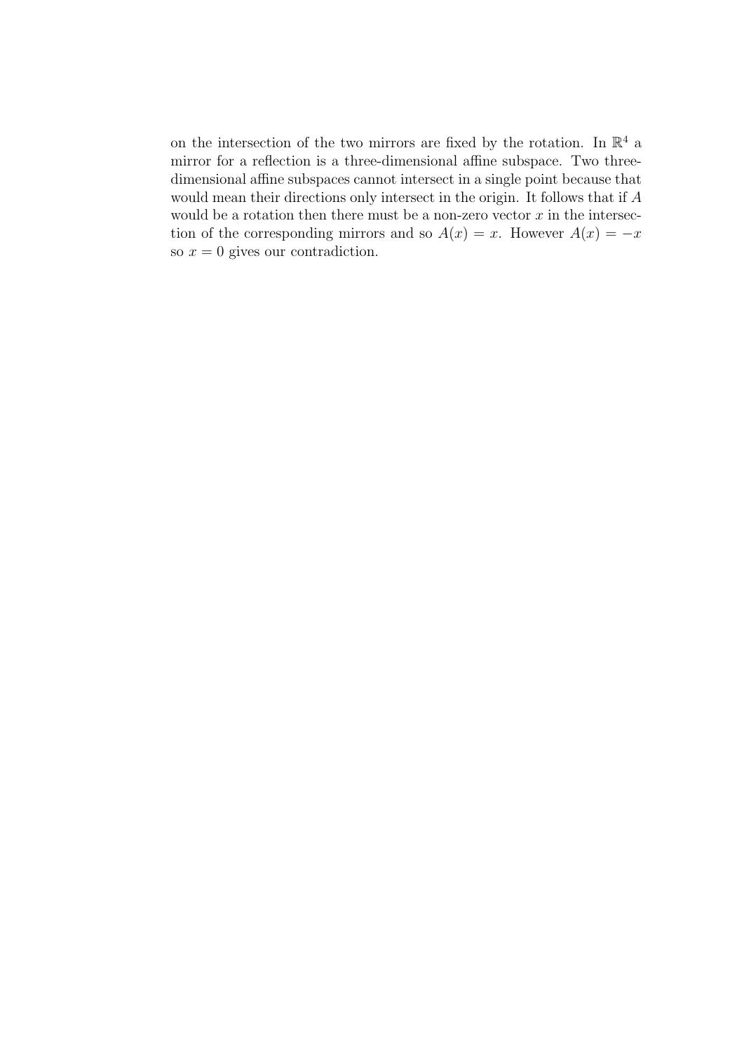on the intersection of the two mirrors are fixed by the rotation. In $\mathbb{R}^4$ a mirror for a reflection is a three-dimensional affine subspace. Two three-dimensional affine subspaces cannot intersect in a single point because that would mean their directions only intersect in the origin. It follows that if $A$ would be a rotation then there must be a non-zero vector $x$ in the intersection of the corresponding mirrors and so $A(x) = x$. However $A(x) = -x$ so $x = 0$ gives our contradiction.